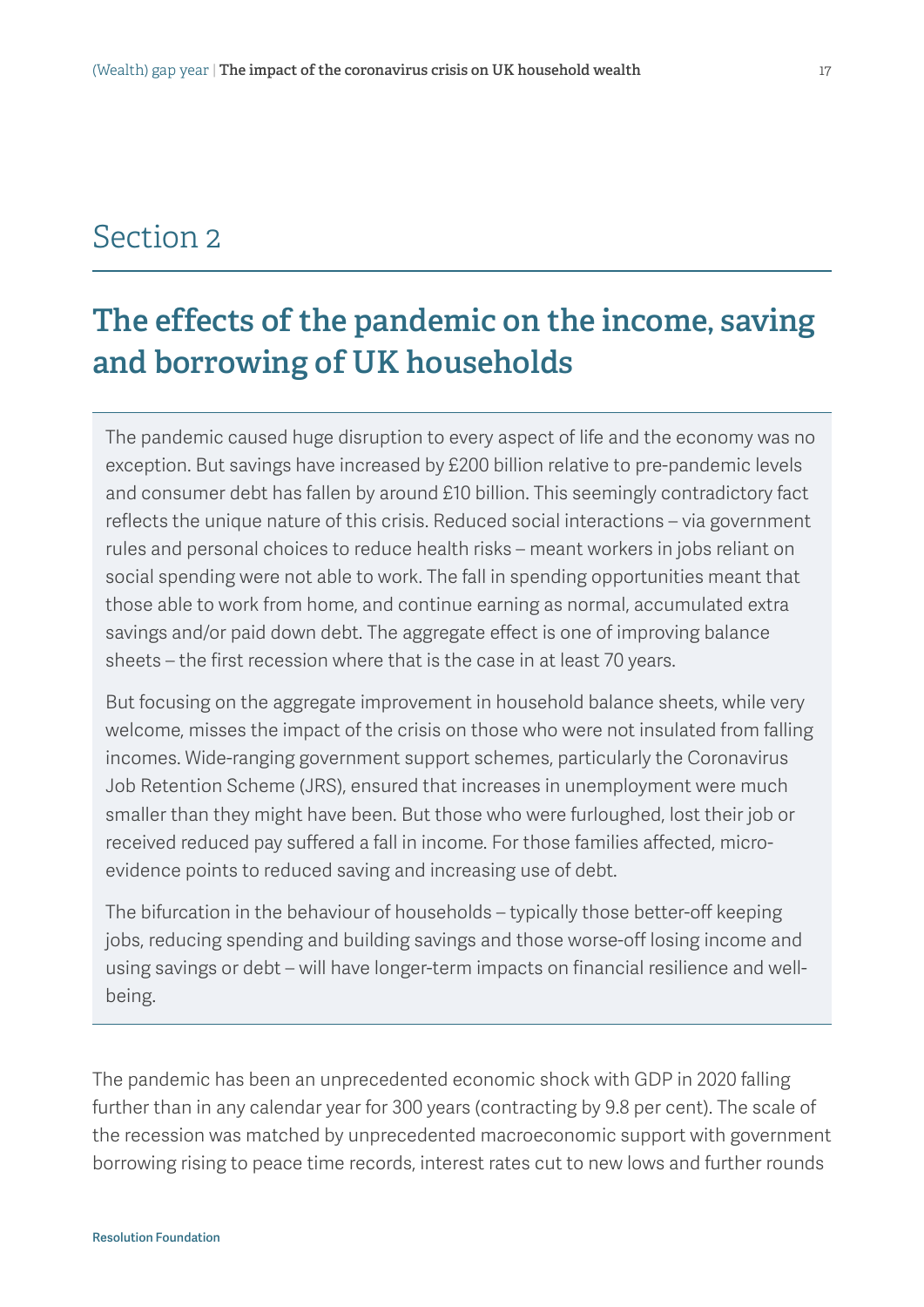# Section 2

## The effects of the pandemic on the income, saving and borrowing of UK households

The pandemic caused huge disruption to every aspect of life and the economy was no exception. But savings have increased by £200 billion relative to pre-pandemic levels and consumer debt has fallen by around £10 billion. This seemingly contradictory fact reflects the unique nature of this crisis. Reduced social interactions – via government rules and personal choices to reduce health risks – meant workers in jobs reliant on social spending were not able to work. The fall in spending opportunities meant that those able to work from home, and continue earning as normal, accumulated extra savings and/or paid down debt. The aggregate effect is one of improving balance sheets – the first recession where that is the case in at least 70 years.

But focusing on the aggregate improvement in household balance sheets, while very welcome, misses the impact of the crisis on those who were not insulated from falling incomes. Wide-ranging government support schemes, particularly the Coronavirus Job Retention Scheme (JRS), ensured that increases in unemployment were much smaller than they might have been. But those who were furloughed, lost their job or received reduced pay suffered a fall in income. For those families affected, micro-evidence points to reduced saving and increasing use of debt.

The bifurcation in the behaviour of households – typically those better-off keeping jobs, reducing spending and building savings and those worse-off losing income and using savings or debt – will have longer-term impacts on financial resilience and well-being.

The pandemic has been an unprecedented economic shock with GDP in 2020 falling further than in any calendar year for 300 years (contracting by 9.8 per cent). The scale of the recession was matched by unprecedented macroeconomic support with government borrowing rising to peace time records, interest rates cut to new lows and further rounds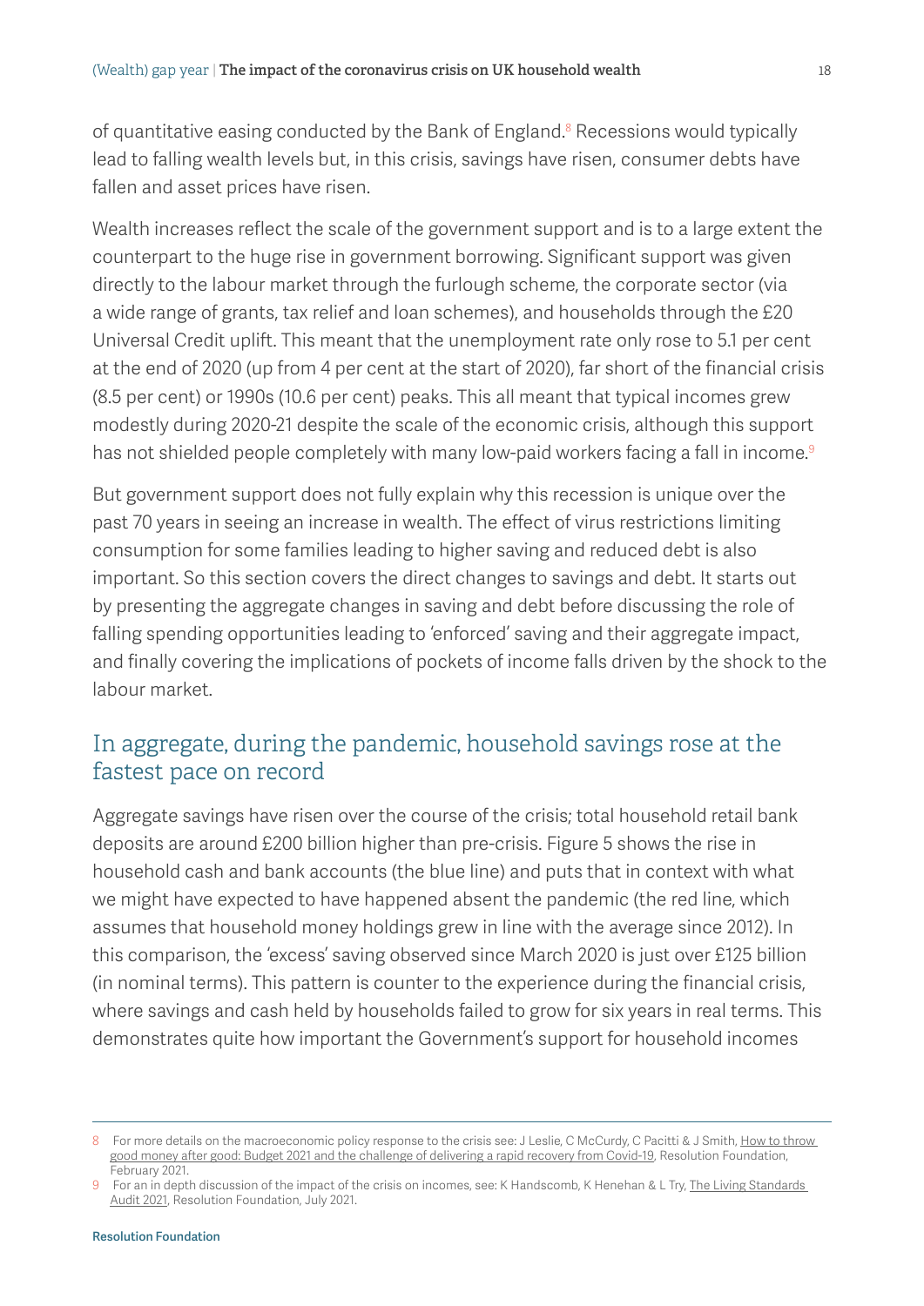of quantitative easing conducted by the Bank of England.[8] Recessions would typically lead to falling wealth levels but, in this crisis, savings have risen, consumer debts have fallen and asset prices have risen.

Wealth increases reflect the scale of the government support and is to a large extent the counterpart to the huge rise in government borrowing. Significant support was given directly to the labour market through the furlough scheme, the corporate sector (via a wide range of grants, tax relief and loan schemes), and households through the £20 Universal Credit uplift. This meant that the unemployment rate only rose to 5.1 per cent at the end of 2020 (up from 4 per cent at the start of 2020), far short of the financial crisis (8.5 per cent) or 1990s (10.6 per cent) peaks. This all meant that typical incomes grew modestly during 2020-21 despite the scale of the economic crisis, although this support has not shielded people completely with many low-paid workers facing a fall in income.[9]

But government support does not fully explain why this recession is unique over the past 70 years in seeing an increase in wealth. The effect of virus restrictions limiting consumption for some families leading to higher saving and reduced debt is also important. So this section covers the direct changes to savings and debt. It starts out by presenting the aggregate changes in saving and debt before discussing the role of falling spending opportunities leading to 'enforced' saving and their aggregate impact, and finally covering the implications of pockets of income falls driven by the shock to the labour market.

## In aggregate, during the pandemic, household savings rose at the fastest pace on record

Aggregate savings have risen over the course of the crisis; total household retail bank deposits are around £200 billion higher than pre-crisis. Figure 5 shows the rise in household cash and bank accounts (the blue line) and puts that in context with what we might have expected to have happened absent the pandemic (the red line, which assumes that household money holdings grew in line with the average since 2012). In this comparison, the 'excess' saving observed since March 2020 is just over £125 billion (in nominal terms). This pattern is counter to the experience during the financial crisis, where savings and cash held by households failed to grow for six years in real terms. This demonstrates quite how important the Government's support for household incomes

---

8 For more details on the macroeconomic policy response to the crisis see: J Leslie, C McCurdy, C Pacitti & J Smith, How to throw good money after good: Budget 2021 and the challenge of delivering a rapid recovery from Covid-19, Resolution Foundation, February 2021.

9 For an in depth discussion of the impact of the crisis on incomes, see: K Handscomb, K Henehan & L Try, The Living Standards Audit 2021, Resolution Foundation, July 2021.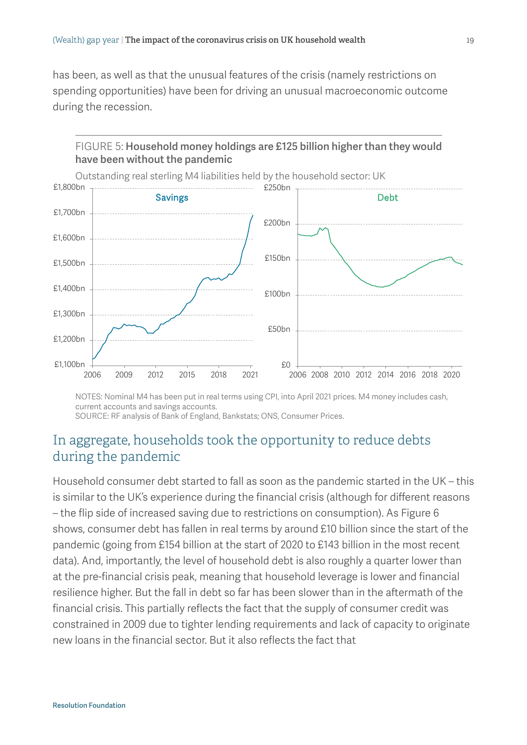has been, as well as that the unusual features of the crisis (namely restrictions on spending opportunities) have been for driving an unusual macroeconomic outcome during the recession.

FIGURE 5: **Household money holdings are £125 billion higher than they would have been without the pandemic**

Outstanding real sterling M4 liabilities held by the household sector: UK

NOTES: Nominal M4 has been put in real terms using CPI, into April 2021 prices. M4 money includes cash, current accounts and savings accounts.
SOURCE: RF analysis of Bank of England, Bankstats; ONS, Consumer Prices.

## In aggregate, households took the opportunity to reduce debts during the pandemic

Household consumer debt started to fall as soon as the pandemic started in the UK – this is similar to the UK's experience during the financial crisis (although for different reasons – the flip side of increased saving due to restrictions on consumption). As Figure 6 shows, consumer debt has fallen in real terms by around £10 billion since the start of the pandemic (going from £154 billion at the start of 2020 to £143 billion in the most recent data). And, importantly, the level of household debt is also roughly a quarter lower than at the pre-financial crisis peak, meaning that household leverage is lower and financial resilience higher. But the fall in debt so far has been slower than in the aftermath of the financial crisis. This partially reflects the fact that the supply of consumer credit was constrained in 2009 due to tighter lending requirements and lack of capacity to originate new loans in the financial sector. But it also reflects the fact that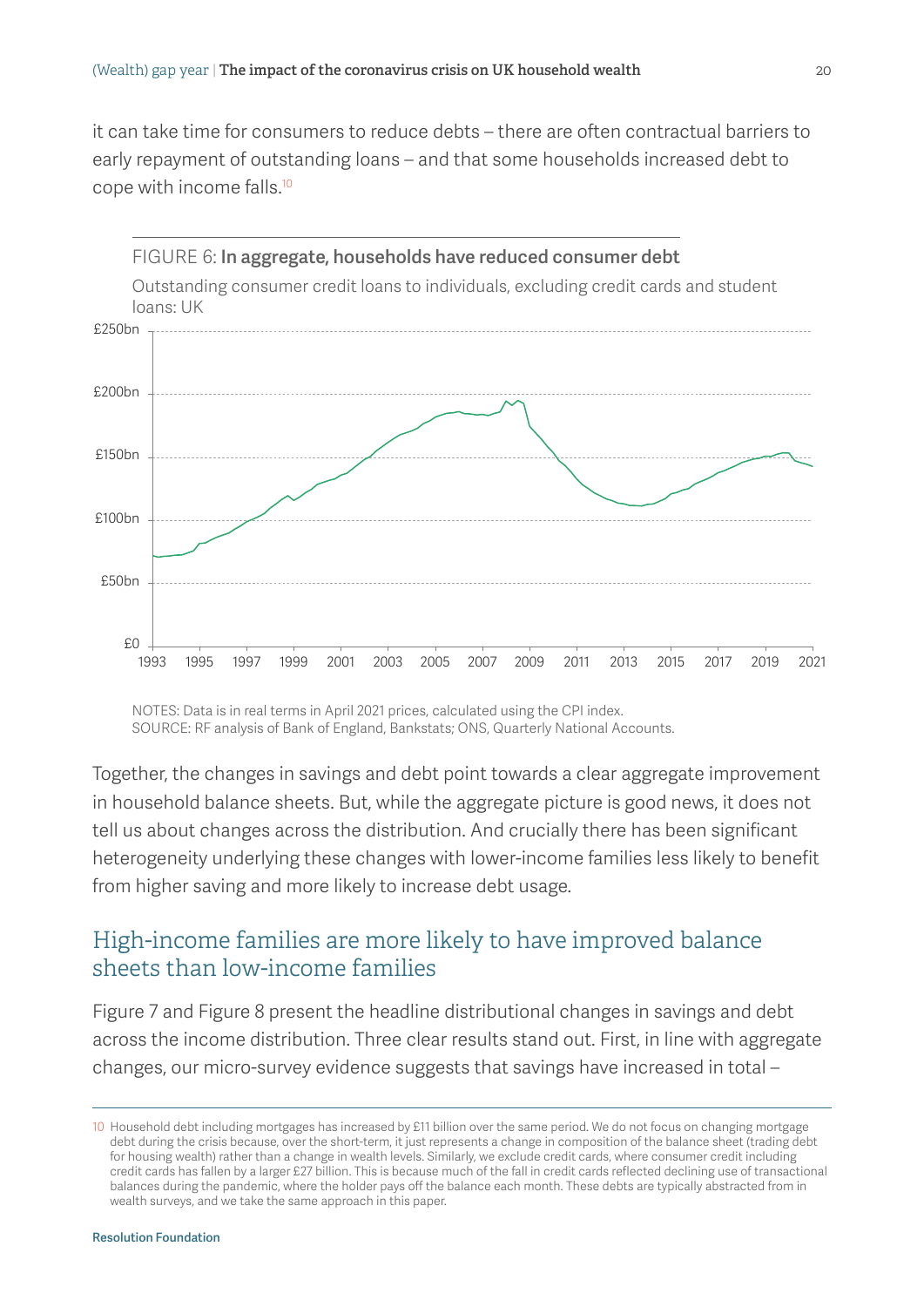it can take time for consumers to reduce debts – there are often contractual barriers to early repayment of outstanding loans – and that some households increased debt to cope with income falls.[10]

FIGURE 6: **In aggregate, households have reduced consumer debt**

Outstanding consumer credit loans to individuals, excluding credit cards and student loans: UK

NOTES: Data is in real terms in April 2021 prices, calculated using the CPI index.
SOURCE: RF analysis of Bank of England, Bankstats; ONS, Quarterly National Accounts.

Together, the changes in savings and debt point towards a clear aggregate improvement in household balance sheets. But, while the aggregate picture is good news, it does not tell us about changes across the distribution. And crucially there has been significant heterogeneity underlying these changes with lower-income families less likely to benefit from higher saving and more likely to increase debt usage.

## High-income families are more likely to have improved balance sheets than low-income families

Figure 7 and Figure 8 present the headline distributional changes in savings and debt across the income distribution. Three clear results stand out. First, in line with aggregate changes, our micro-survey evidence suggests that savings have increased in total –

[10] Household debt including mortgages has increased by £11 billion over the same period. We do not focus on changing mortgage debt during the crisis because, over the short-term, it just represents a change in composition of the balance sheet (trading debt for housing wealth) rather than a change in wealth levels. Similarly, we exclude credit cards, where consumer credit including credit cards has fallen by a larger £27 billion. This is because much of the fall in credit cards reflected declining use of transactional balances during the pandemic, where the holder pays off the balance each month. These debts are typically abstracted from in wealth surveys, and we take the same approach in this paper.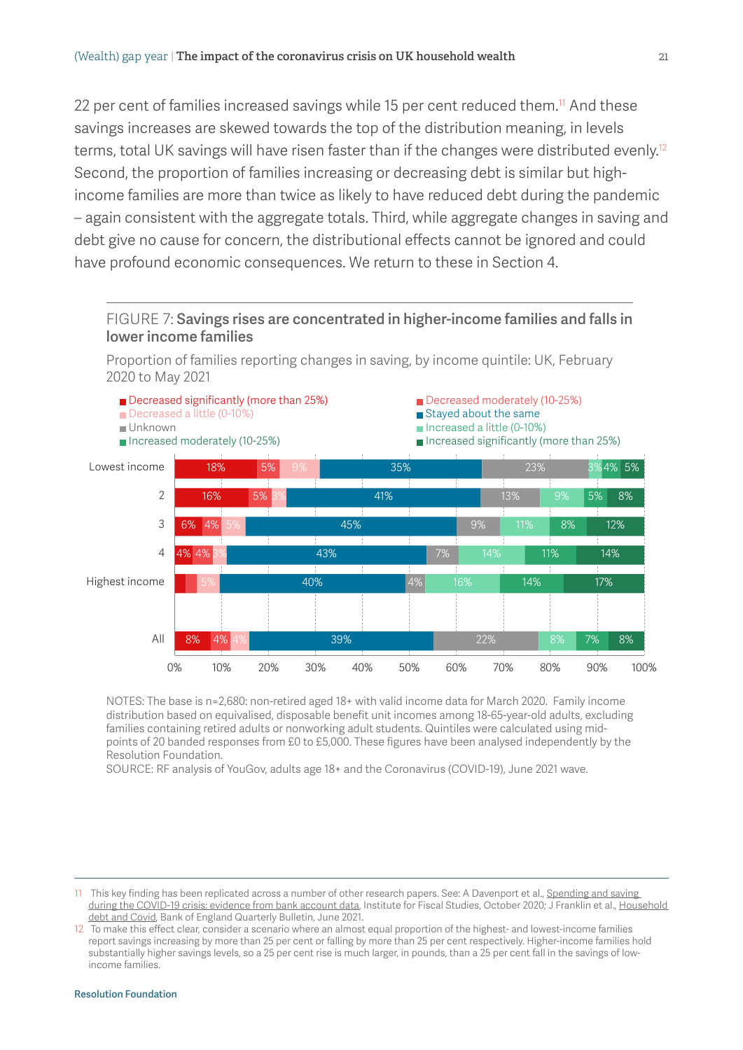22 per cent of families increased savings while 15 per cent reduced them.[11] And these savings increases are skewed towards the top of the distribution meaning, in levels terms, total UK savings will have risen faster than if the changes were distributed evenly.[12] Second, the proportion of families increasing or decreasing debt is similar but high-income families are more than twice as likely to have reduced debt during the pandemic – again consistent with the aggregate totals. Third, while aggregate changes in saving and debt give no cause for concern, the distributional effects cannot be ignored and could have profound economic consequences. We return to these in Section 4.

FIGURE 7: **Savings rises are concentrated in higher-income families and falls in lower income families**

Proportion of families reporting changes in saving, by income quintile: UK, February 2020 to May 2021

| | Decreased significantly (more than 25%) | Decreased moderately (10-25%) | Decreased a little (0-10%) | Stayed about the same | Unknown | Increased a little (0-10%) | Increased moderately (10-25%) | Increased significantly (more than 25%) |
|---|---|---|---|---|---|---|---|---|
| Lowest income | 18% | 5% | 9% | 35% | 23% | 3% | 4% | 5% |
| 2 | 16% | 5% | 3% | 41% | 13% | 9% | 5% | 8% |
| 3 | 6% | 4% | 5% | 45% | 9% | 11% | 8% | 12% |
| 4 | 4% | 4% | 3% | 43% | 7% | 14% | 11% | 14% |
| Highest income | | | 5% | 40% | 4% | 16% | 14% | 17% |
| All | 8% | 4% | 4% | 39% | 22% | 8% | 7% | 8% |

NOTES: The base is n=2,680: non-retired aged 18+ with valid income data for March 2020. Family income distribution based on equivalised, disposable benefit unit incomes among 18-65-year-old adults, excluding families containing retired adults or nonworking adult students. Quintiles were calculated using mid-points of 20 banded responses from £0 to £5,000. These figures have been analysed independently by the Resolution Foundation.

SOURCE: RF analysis of YouGov, adults age 18+ and the Coronavirus (COVID-19), June 2021 wave.

---

11 This key finding has been replicated across a number of other research papers. See: A Davenport et al., Spending and saving during the COVID-19 crisis: evidence from bank account data, Institute for Fiscal Studies, October 2020; J Franklin et al., Household debt and Covid, Bank of England Quarterly Bulletin, June 2021.

12 To make this effect clear, consider a scenario where an almost equal proportion of the highest- and lowest-income families report savings increasing by more than 25 per cent or falling by more than 25 per cent respectively. Higher-income families hold substantially higher savings levels, so a 25 per cent rise is much larger, in pounds, than a 25 per cent fall in the savings of low-income families.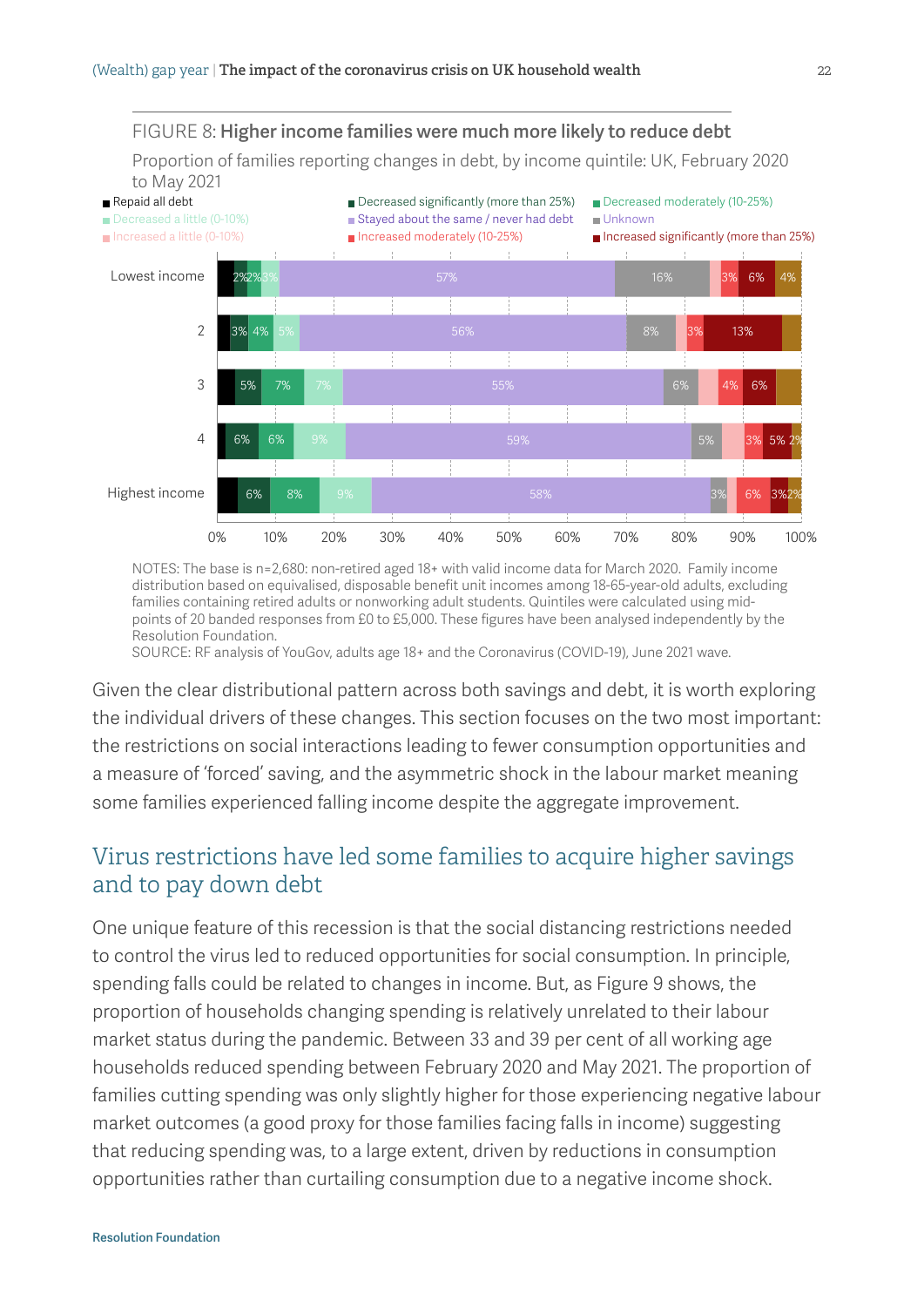FIGURE 8: **Higher income families were much more likely to reduce debt**

Proportion of families reporting changes in debt, by income quintile: UK, February 2020 to May 2021

| | Repaid all debt | Decreased significantly (more than 25%) | Decreased moderately (10-25%) | Decreased a little (0-10%) | Stayed about the same / never had debt | Unknown | Increased a little (0-10%) | Increased moderately (10-25%) | Increased significantly (more than 25%) | |
|---|---|---|---|---|---|---|---|---|---|---|
| Lowest income | | 2% | 2% | 3% | 57% | 16% | | 3% | 6% | 4% |
| 2 | | 3% | 4% | 5% | 56% | 8% | | 3% | 13% | |
| 3 | | 5% | 7% | 7% | 55% | 6% | | 4% | 6% | |
| 4 | | 6% | 6% | 9% | 59% | 5% | | 3% | 5% | 2% |
| Highest income | | 6% | 8% | 9% | 58% | 3% | | 6% | 3% | 2% |

NOTES: The base is n=2,680: non-retired aged 18+ with valid income data for March 2020. Family income distribution based on equivalised, disposable benefit unit incomes among 18-65-year-old adults, excluding families containing retired adults or nonworking adult students. Quintiles were calculated using mid-points of 20 banded responses from £0 to £5,000. These figures have been analysed independently by the Resolution Foundation.
SOURCE: RF analysis of YouGov, adults age 18+ and the Coronavirus (COVID-19), June 2021 wave.

Given the clear distributional pattern across both savings and debt, it is worth exploring the individual drivers of these changes. This section focuses on the two most important: the restrictions on social interactions leading to fewer consumption opportunities and a measure of 'forced' saving, and the asymmetric shock in the labour market meaning some families experienced falling income despite the aggregate improvement.

## Virus restrictions have led some families to acquire higher savings and to pay down debt

One unique feature of this recession is that the social distancing restrictions needed to control the virus led to reduced opportunities for social consumption. In principle, spending falls could be related to changes in income. But, as Figure 9 shows, the proportion of households changing spending is relatively unrelated to their labour market status during the pandemic. Between 33 and 39 per cent of all working age households reduced spending between February 2020 and May 2021. The proportion of families cutting spending was only slightly higher for those experiencing negative labour market outcomes (a good proxy for those families facing falls in income) suggesting that reducing spending was, to a large extent, driven by reductions in consumption opportunities rather than curtailing consumption due to a negative income shock.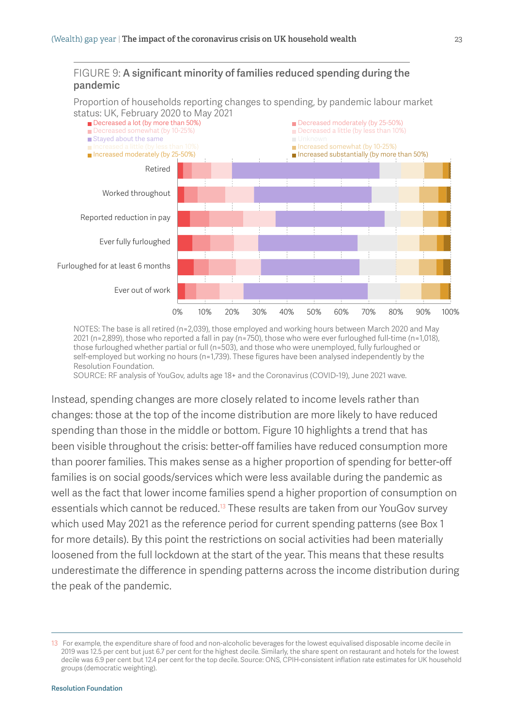FIGURE 9: **A significant minority of families reduced spending during the pandemic**

Proportion of households reporting changes to spending, by pandemic labour market status: UK, February 2020 to May 2021

NOTES: The base is all retired (n=2,039), those employed and working hours between March 2020 and May 2021 (n=2,899), those who reported a fall in pay (n=750), those who were ever furloughed full-time (n=1,018), those furloughed whether partial or full (n=503), and those who were unemployed, fully furloughed or self-employed but working no hours (n=1,739). These figures have been analysed independently by the Resolution Foundation.
SOURCE: RF analysis of YouGov, adults age 18+ and the Coronavirus (COVID-19), June 2021 wave.

Instead, spending changes are more closely related to income levels rather than changes: those at the top of the income distribution are more likely to have reduced spending than those in the middle or bottom. Figure 10 highlights a trend that has been visible throughout the crisis: better-off families have reduced consumption more than poorer families. This makes sense as a higher proportion of spending for better-off families is on social goods/services which were less available during the pandemic as well as the fact that lower income families spend a higher proportion of consumption on essentials which cannot be reduced.[13] These results are taken from our YouGov survey which used May 2021 as the reference period for current spending patterns (see Box 1 for more details). By this point the restrictions on social activities had been materially loosened from the full lockdown at the start of the year. This means that these results underestimate the difference in spending patterns across the income distribution during the peak of the pandemic.

13 For example, the expenditure share of food and non-alcoholic beverages for the lowest equivalised disposable income decile in 2019 was 12.5 per cent but just 6.7 per cent for the highest decile. Similarly, the share spent on restaurant and hotels for the lowest decile was 6.9 per cent but 12.4 per cent for the top decile. Source: ONS, CPIH-consistent inflation rate estimates for UK household groups (democratic weighting).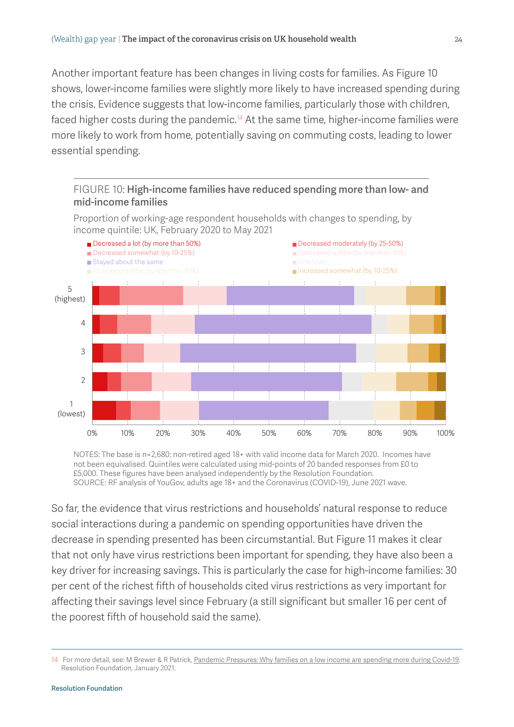Another important feature has been changes in living costs for families. As Figure 10 shows, lower-income families were slightly more likely to have increased spending during the crisis. Evidence suggests that low-income families, particularly those with children, faced higher costs during the pandemic.[14] At the same time, higher-income families were more likely to work from home, potentially saving on commuting costs, leading to lower essential spending.

FIGURE 10: **High-income families have reduced spending more than low- and mid-income families**

Proportion of working-age respondent households with changes to spending, by income quintile: UK, February 2020 to May 2021

NOTES: The base is n=2,680: non-retired aged 18+ with valid income data for March 2020. Incomes have not been equivalised. Quintiles were calculated using mid-points of 20 banded responses from £0 to £5,000. These figures have been analysed independently by the Resolution Foundation.
SOURCE: RF analysis of YouGov, adults age 18+ and the Coronavirus (COVID-19), June 2021 wave.

So far, the evidence that virus restrictions and households' natural response to reduce social interactions during a pandemic on spending opportunities have driven the decrease in spending presented has been circumstantial. But Figure 11 makes it clear that not only have virus restrictions been important for spending, they have also been a key driver for increasing savings. This is particularly the case for high-income families: 30 per cent of the richest fifth of households cited virus restrictions as very important for affecting their savings level since February (a still significant but smaller 16 per cent of the poorest fifth of household said the same).

14 For more detail, see: M Brewer & R Patrick, Pandemic Pressures: Why families on a low income are spending more during Covid-19, Resolution Foundation, January 2021.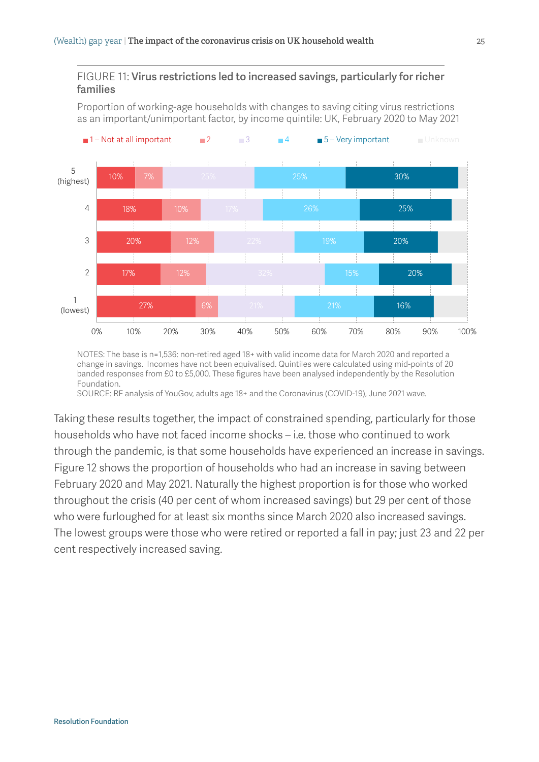FIGURE 11: **Virus restrictions led to increased savings, particularly for richer families**

Proportion of working-age households with changes to saving citing virus restrictions as an important/unimportant factor, by income quintile: UK, February 2020 to May 2021

| Income quintile | 1 – Not at all important | 2 | 3 | 4 | 5 – Very important |
|---|---|---|---|---|---|
| 5 (highest) | 10% | 7% | 25% | 25% | 30% |
| 4 | 18% | 10% | 17% | 26% | 25% |
| 3 | 20% | 12% | 22% | 19% | 20% |
| 2 | 17% | 12% | 32% | 15% | 20% |
| 1 (lowest) | 27% | 6% | 21% | 21% | 16% |

NOTES: The base is n=1,536: non-retired aged 18+ with valid income data for March 2020 and reported a change in savings. Incomes have not been equivalised. Quintiles were calculated using mid-points of 20 banded responses from £0 to £5,000. These figures have been analysed independently by the Resolution Foundation.
SOURCE: RF analysis of YouGov, adults age 18+ and the Coronavirus (COVID-19), June 2021 wave.

Taking these results together, the impact of constrained spending, particularly for those households who have not faced income shocks – i.e. those who continued to work through the pandemic, is that some households have experienced an increase in savings. Figure 12 shows the proportion of households who had an increase in saving between February 2020 and May 2021. Naturally the highest proportion is for those who worked throughout the crisis (40 per cent of whom increased savings) but 29 per cent of those who were furloughed for at least six months since March 2020 also increased savings. The lowest groups were those who were retired or reported a fall in pay; just 23 and 22 per cent respectively increased saving.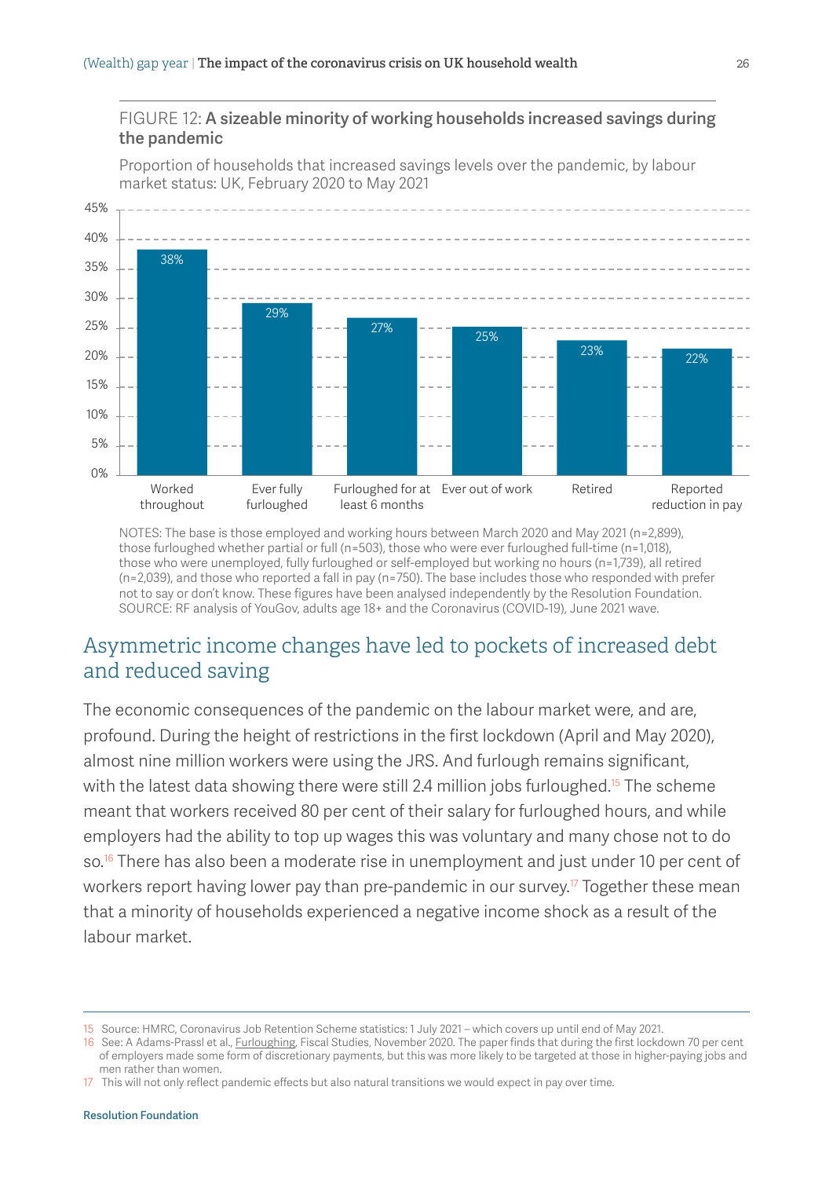FIGURE 12: **A sizeable minority of working households increased savings during the pandemic**

Proportion of households that increased savings levels over the pandemic, by labour market status: UK, February 2020 to May 2021

| Labour market status | Proportion |
| --- | --- |
| Worked throughout | 38% |
| Ever fully furloughed | 29% |
| Furloughed for at least 6 months | 27% |
| Ever out of work | 25% |
| Retired | 23% |
| Reported reduction in pay | 22% |

NOTES: The base is those employed and working hours between March 2020 and May 2021 (n=2,899), those furloughed whether partial or full (n=503), those who were ever furloughed full-time (n=1,018), those who were unemployed, fully furloughed or self-employed but working no hours (n=1,739), all retired (n=2,039), and those who reported a fall in pay (n=750). The base includes those who responded with prefer not to say or don't know. These figures have been analysed independently by the Resolution Foundation.
SOURCE: RF analysis of YouGov, adults age 18+ and the Coronavirus (COVID-19), June 2021 wave.

## Asymmetric income changes have led to pockets of increased debt and reduced saving

The economic consequences of the pandemic on the labour market were, and are, profound. During the height of restrictions in the first lockdown (April and May 2020), almost nine million workers were using the JRS. And furlough remains significant, with the latest data showing there were still 2.4 million jobs furloughed.[15] The scheme meant that workers received 80 per cent of their salary for furloughed hours, and while employers had the ability to top up wages this was voluntary and many chose not to do so.[16] There has also been a moderate rise in unemployment and just under 10 per cent of workers report having lower pay than pre-pandemic in our survey.[17] Together these mean that a minority of households experienced a negative income shock as a result of the labour market.

15 Source: HMRC, Coronavirus Job Retention Scheme statistics: 1 July 2021 – which covers up until end of May 2021.
16 See: A Adams-Prassl et al., Furloughing, Fiscal Studies, November 2020. The paper finds that during the first lockdown 70 per cent of employers made some form of discretionary payments, but this was more likely to be targeted at those in higher-paying jobs and men rather than women.
17 This will not only reflect pandemic effects but also natural transitions we would expect in pay over time.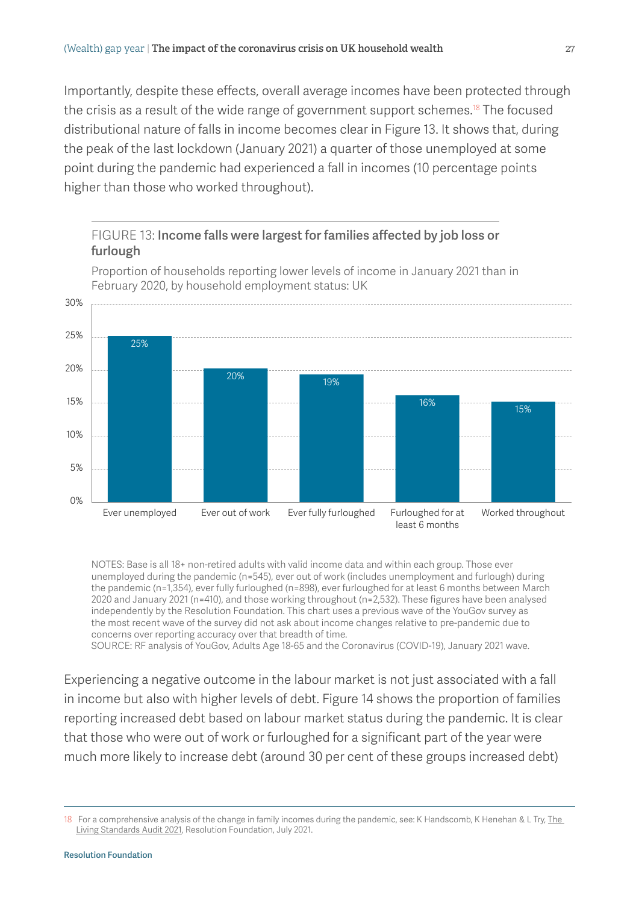Importantly, despite these effects, overall average incomes have been protected through the crisis as a result of the wide range of government support schemes.[18] The focused distributional nature of falls in income becomes clear in Figure 13. It shows that, during the peak of the last lockdown (January 2021) a quarter of those unemployed at some point during the pandemic had experienced a fall in incomes (10 percentage points higher than those who worked throughout).

FIGURE 13: **Income falls were largest for families affected by job loss or furlough**

Proportion of households reporting lower levels of income in January 2021 than in February 2020, by household employment status: UK

| Household employment status | Proportion reporting lower income |
| --- | --- |
| Ever unemployed | 25% |
| Ever out of work | 20% |
| Ever fully furloughed | 19% |
| Furloughed for at least 6 months | 16% |
| Worked throughout | 15% |

NOTES: Base is all 18+ non-retired adults with valid income data and within each group. Those ever unemployed during the pandemic (n=545), ever out of work (includes unemployment and furlough) during the pandemic (n=1,354), ever fully furloughed (n=898), ever furloughed for at least 6 months between March 2020 and January 2021 (n=410), and those working throughout (n=2,532). These figures have been analysed independently by the Resolution Foundation. This chart uses a previous wave of the YouGov survey as the most recent wave of the survey did not ask about income changes relative to pre-pandemic due to concerns over reporting accuracy over that breadth of time.
SOURCE: RF analysis of YouGov, Adults Age 18-65 and the Coronavirus (COVID-19), January 2021 wave.

Experiencing a negative outcome in the labour market is not just associated with a fall in income but also with higher levels of debt. Figure 14 shows the proportion of families reporting increased debt based on labour market status during the pandemic. It is clear that those who were out of work or furloughed for a significant part of the year were much more likely to increase debt (around 30 per cent of these groups increased debt)

18 For a comprehensive analysis of the change in family incomes during the pandemic, see: K Handscomb, K Henehan & L Try, The Living Standards Audit 2021, Resolution Foundation, July 2021.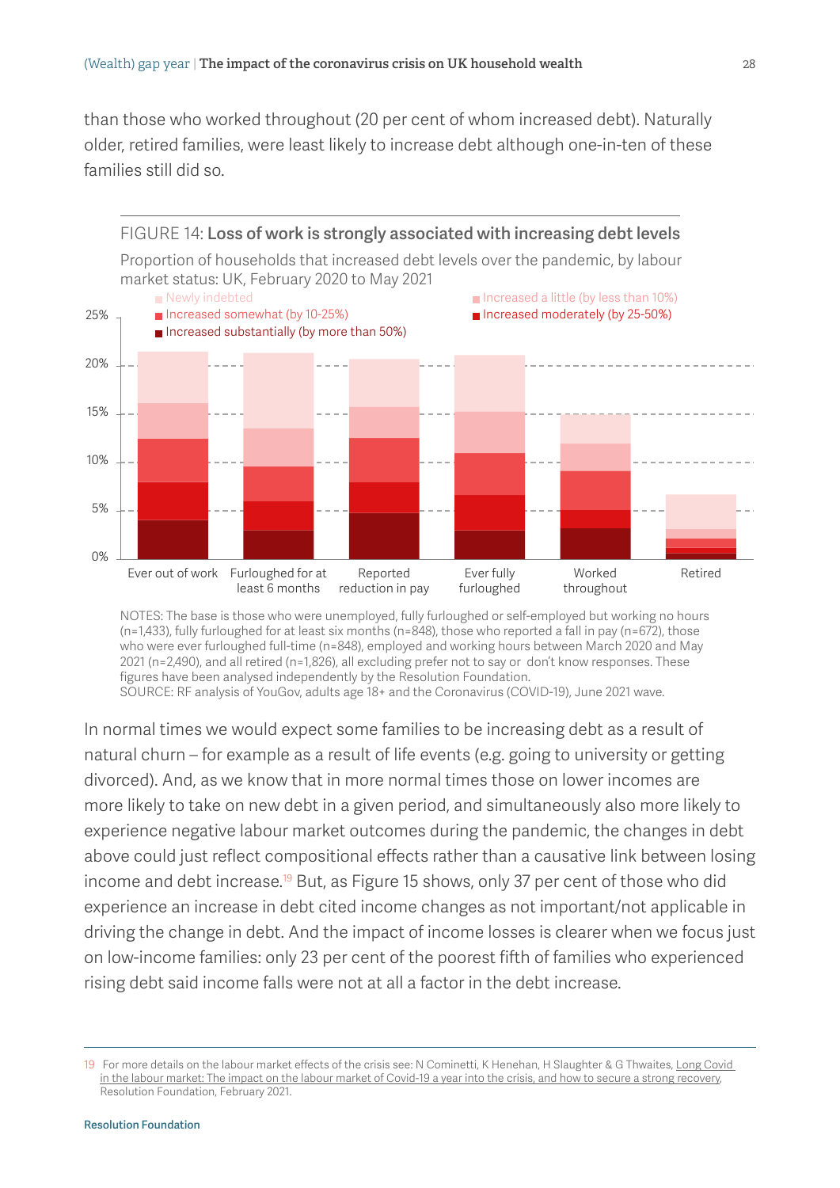than those who worked throughout (20 per cent of whom increased debt). Naturally older, retired families, were least likely to increase debt although one-in-ten of these families still did so.

FIGURE 14: **Loss of work is strongly associated with increasing debt levels**

Proportion of households that increased debt levels over the pandemic, by labour market status: UK, February 2020 to May 2021

NOTES: The base is those who were unemployed, fully furloughed or self-employed but working no hours (n=1,433), fully furloughed for at least six months (n=848), those who reported a fall in pay (n=672), those who were ever furloughed full-time (n=848), employed and working hours between March 2020 and May 2021 (n=2,490), and all retired (n=1,826), all excluding prefer not to say or don't know responses. These figures have been analysed independently by the Resolution Foundation.

SOURCE: RF analysis of YouGov, adults age 18+ and the Coronavirus (COVID-19), June 2021 wave.

In normal times we would expect some families to be increasing debt as a result of natural churn – for example as a result of life events (e.g. going to university or getting divorced). And, as we know that in more normal times those on lower incomes are more likely to take on new debt in a given period, and simultaneously also more likely to experience negative labour market outcomes during the pandemic, the changes in debt above could just reflect compositional effects rather than a causative link between losing income and debt increase.[19] But, as Figure 15 shows, only 37 per cent of those who did experience an increase in debt cited income changes as not important/not applicable in driving the change in debt. And the impact of income losses is clearer when we focus just on low-income families: only 23 per cent of the poorest fifth of families who experienced rising debt said income falls were not at all a factor in the debt increase.

[19] For more details on the labour market effects of the crisis see: N Cominetti, K Henehan, H Slaughter & G Thwaites, Long Covid in the labour market: The impact on the labour market of Covid-19 a year into the crisis, and how to secure a strong recovery, Resolution Foundation, February 2021.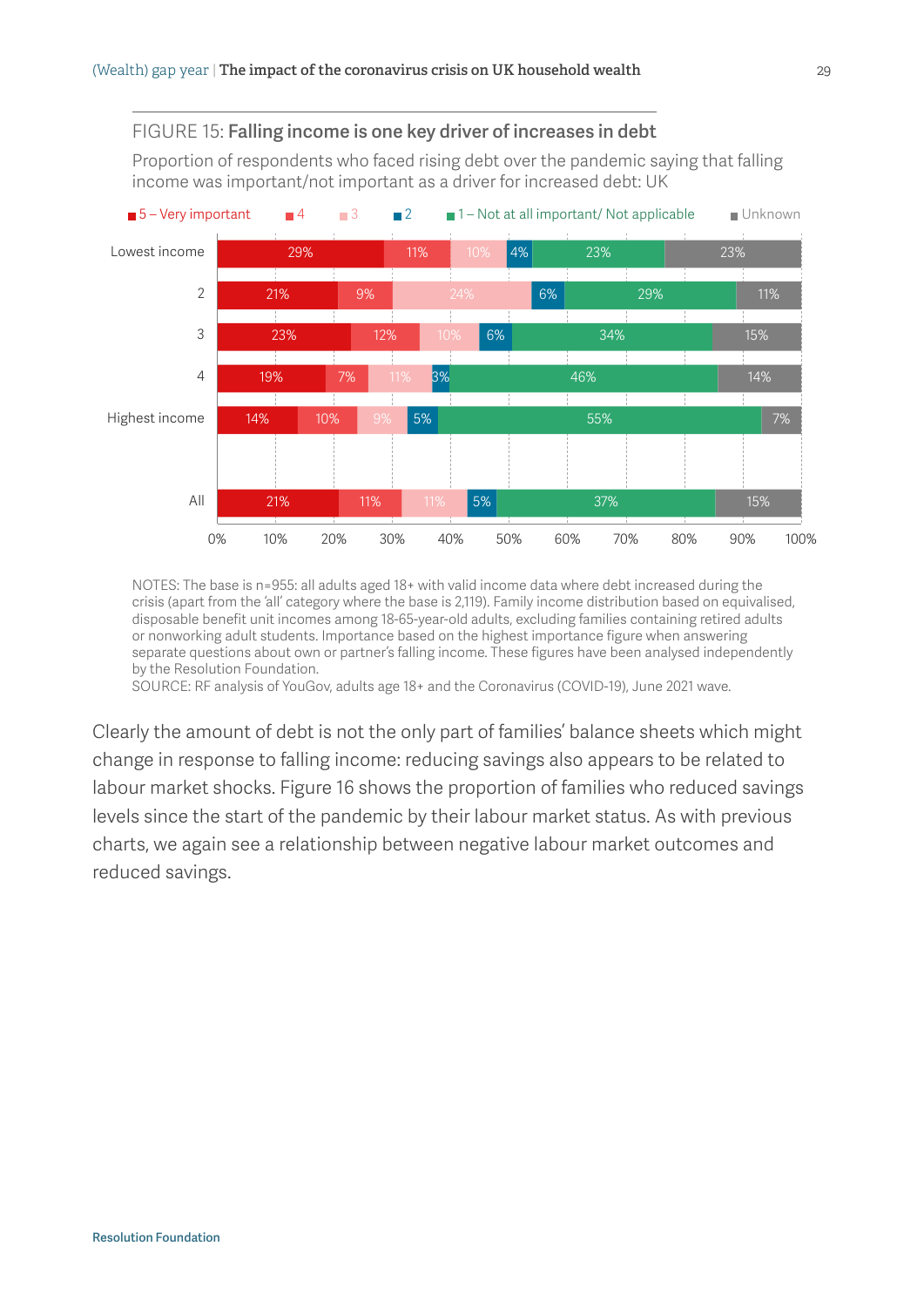FIGURE 15: **Falling income is one key driver of increases in debt**

Proportion of respondents who faced rising debt over the pandemic saying that falling income was important/not important as a driver for increased debt: UK

| | 5 – Very important | 4 | 3 | 2 | 1 – Not at all important/ Not applicable | Unknown |
|---|---|---|---|---|---|---|
| Lowest income | 29% | 11% | 10% | 4% | 23% | 23% |
| 2 | 21% | 9% | 24% | 6% | 29% | 11% |
| 3 | 23% | 12% | 10% | 6% | 34% | 15% |
| 4 | 19% | 7% | 11% | 3% | 46% | 14% |
| Highest income | 14% | 10% | 9% | 5% | 55% | 7% |
| All | 21% | 11% | 11% | 5% | 37% | 15% |

NOTES: The base is n=955: all adults aged 18+ with valid income data where debt increased during the crisis (apart from the 'all' category where the base is 2,119). Family income distribution based on equivalised, disposable benefit unit incomes among 18-65-year-old adults, excluding families containing retired adults or nonworking adult students. Importance based on the highest importance figure when answering separate questions about own or partner's falling income. These figures have been analysed independently by the Resolution Foundation.
SOURCE: RF analysis of YouGov, adults age 18+ and the Coronavirus (COVID-19), June 2021 wave.

Clearly the amount of debt is not the only part of families' balance sheets which might change in response to falling income: reducing savings also appears to be related to labour market shocks. Figure 16 shows the proportion of families who reduced savings levels since the start of the pandemic by their labour market status. As with previous charts, we again see a relationship between negative labour market outcomes and reduced savings.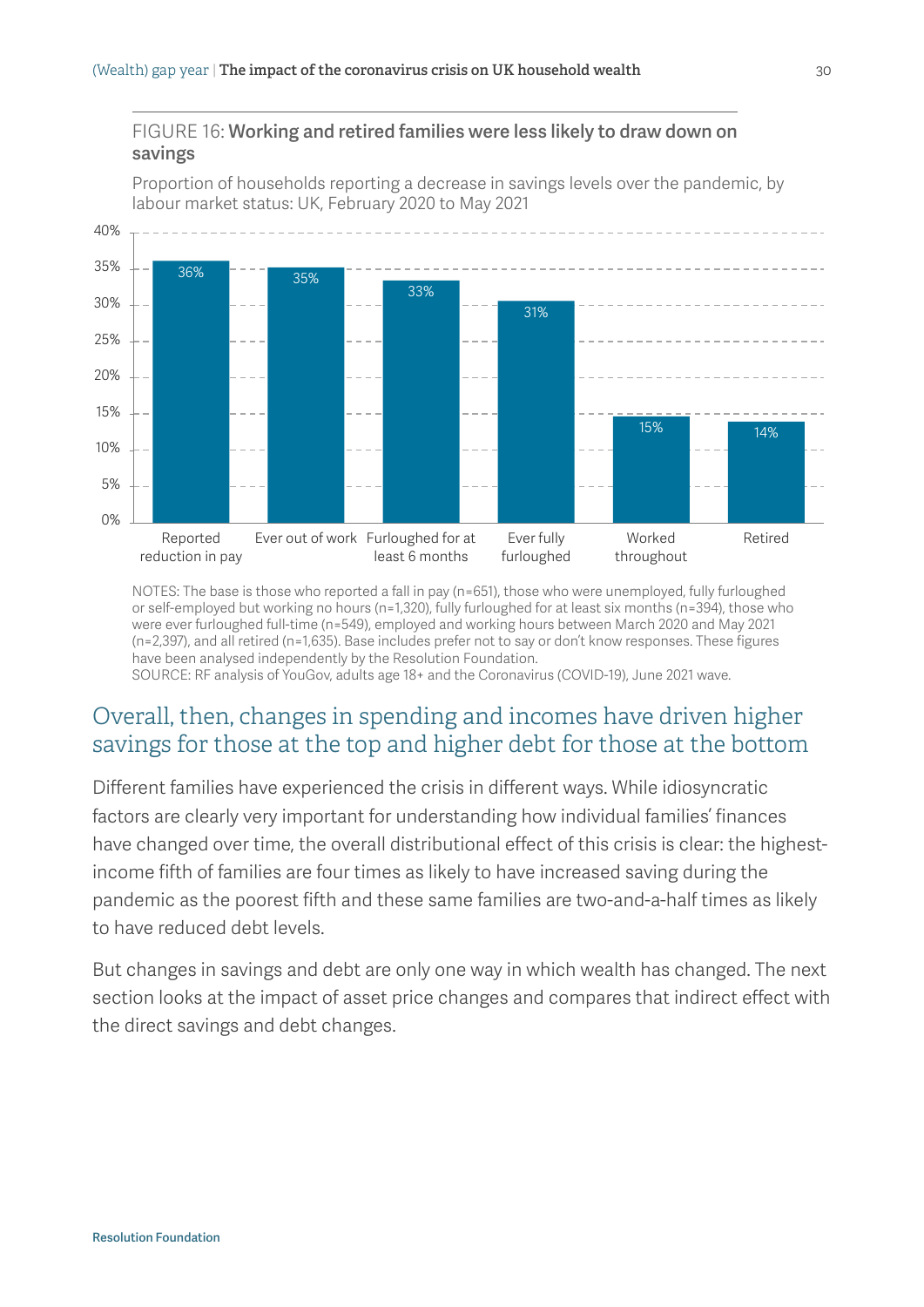FIGURE 16: **Working and retired families were less likely to draw down on savings**

Proportion of households reporting a decrease in savings levels over the pandemic, by labour market status: UK, February 2020 to May 2021

40%
35%
30%
25%
20%
15%
10%
5%
0%

36%
35%
33%
31%
15%
14%

Reported reduction in pay
Ever out of work
Furloughed for at least 6 months
Ever fully furloughed
Worked throughout
Retired

NOTES: The base is those who reported a fall in pay (n=651), those who were unemployed, fully furloughed or self-employed but working no hours (n=1,320), fully furloughed for at least six months (n=394), those who were ever furloughed full-time (n=549), employed and working hours between March 2020 and May 2021 (n=2,397), and all retired (n=1,635). Base includes prefer not to say or don't know responses. These figures have been analysed independently by the Resolution Foundation.
SOURCE: RF analysis of YouGov, adults age 18+ and the Coronavirus (COVID-19), June 2021 wave.

## Overall, then, changes in spending and incomes have driven higher savings for those at the top and higher debt for those at the bottom

Different families have experienced the crisis in different ways. While idiosyncratic factors are clearly very important for understanding how individual families' finances have changed over time, the overall distributional effect of this crisis is clear: the highest-income fifth of families are four times as likely to have increased saving during the pandemic as the poorest fifth and these same families are two-and-a-half times as likely to have reduced debt levels.

But changes in savings and debt are only one way in which wealth has changed. The next section looks at the impact of asset price changes and compares that indirect effect with the direct savings and debt changes.